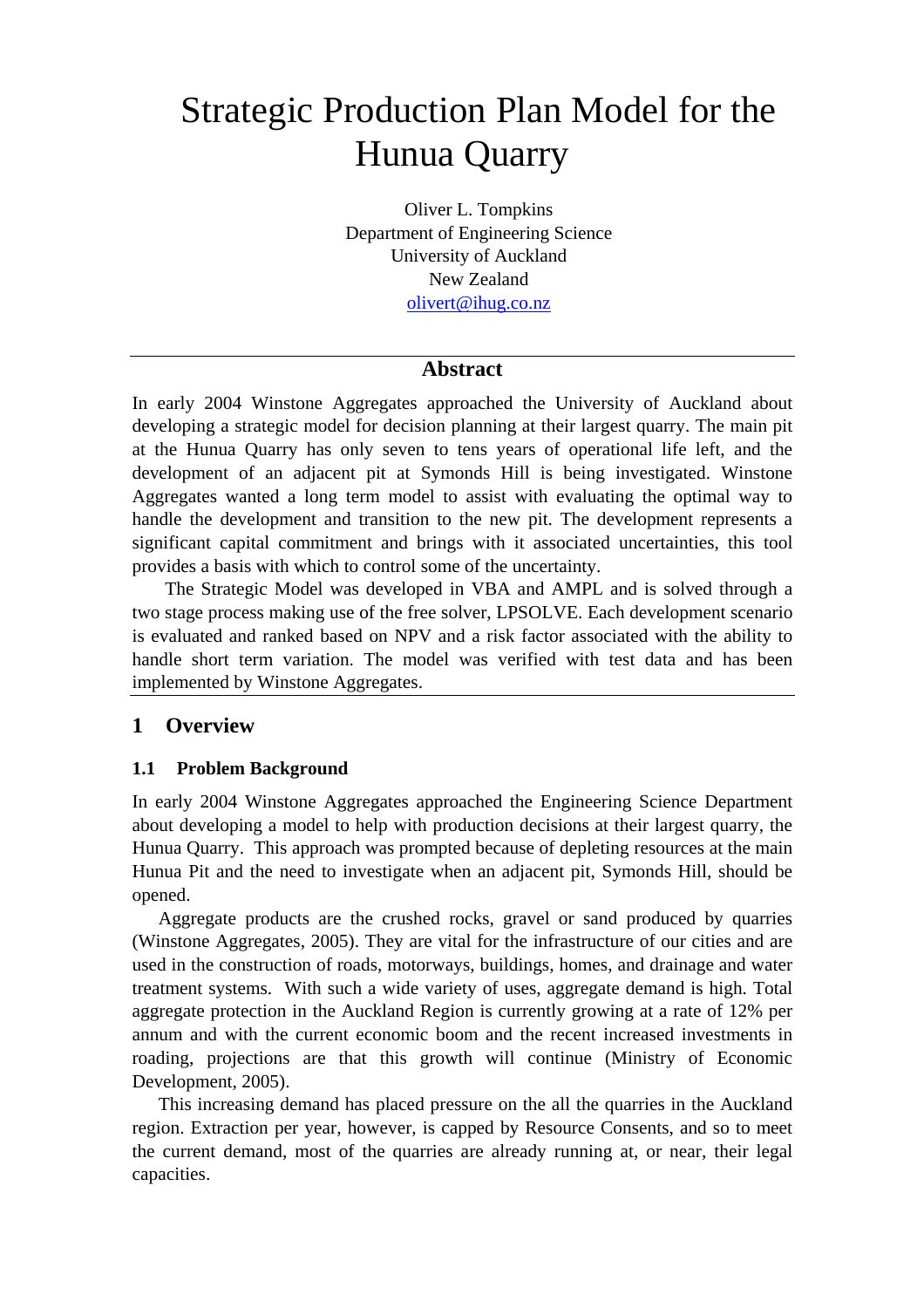# Strategic Production Plan Model for the Hunua Quarry

Oliver L. Tompkins
Department of Engineering Science
University of Auckland
New Zealand
olivert@ihug.co.nz

## Abstract

In early 2004 Winstone Aggregates approached the University of Auckland about developing a strategic model for decision planning at their largest quarry. The main pit at the Hunua Quarry has only seven to tens years of operational life left, and the development of an adjacent pit at Symonds Hill is being investigated. Winstone Aggregates wanted a long term model to assist with evaluating the optimal way to handle the development and transition to the new pit. The development represents a significant capital commitment and brings with it associated uncertainties, this tool provides a basis with which to control some of the uncertainty.

The Strategic Model was developed in VBA and AMPL and is solved through a two stage process making use of the free solver, LPSOLVE. Each development scenario is evaluated and ranked based on NPV and a risk factor associated with the ability to handle short term variation. The model was verified with test data and has been implemented by Winstone Aggregates.

## 1 Overview

### 1.1 Problem Background

In early 2004 Winstone Aggregates approached the Engineering Science Department about developing a model to help with production decisions at their largest quarry, the Hunua Quarry. This approach was prompted because of depleting resources at the main Hunua Pit and the need to investigate when an adjacent pit, Symonds Hill, should be opened.

Aggregate products are the crushed rocks, gravel or sand produced by quarries (Winstone Aggregates, 2005). They are vital for the infrastructure of our cities and are used in the construction of roads, motorways, buildings, homes, and drainage and water treatment systems. With such a wide variety of uses, aggregate demand is high. Total aggregate protection in the Auckland Region is currently growing at a rate of 12% per annum and with the current economic boom and the recent increased investments in roading, projections are that this growth will continue (Ministry of Economic Development, 2005).

This increasing demand has placed pressure on the all the quarries in the Auckland region. Extraction per year, however, is capped by Resource Consents, and so to meet the current demand, most of the quarries are already running at, or near, their legal capacities.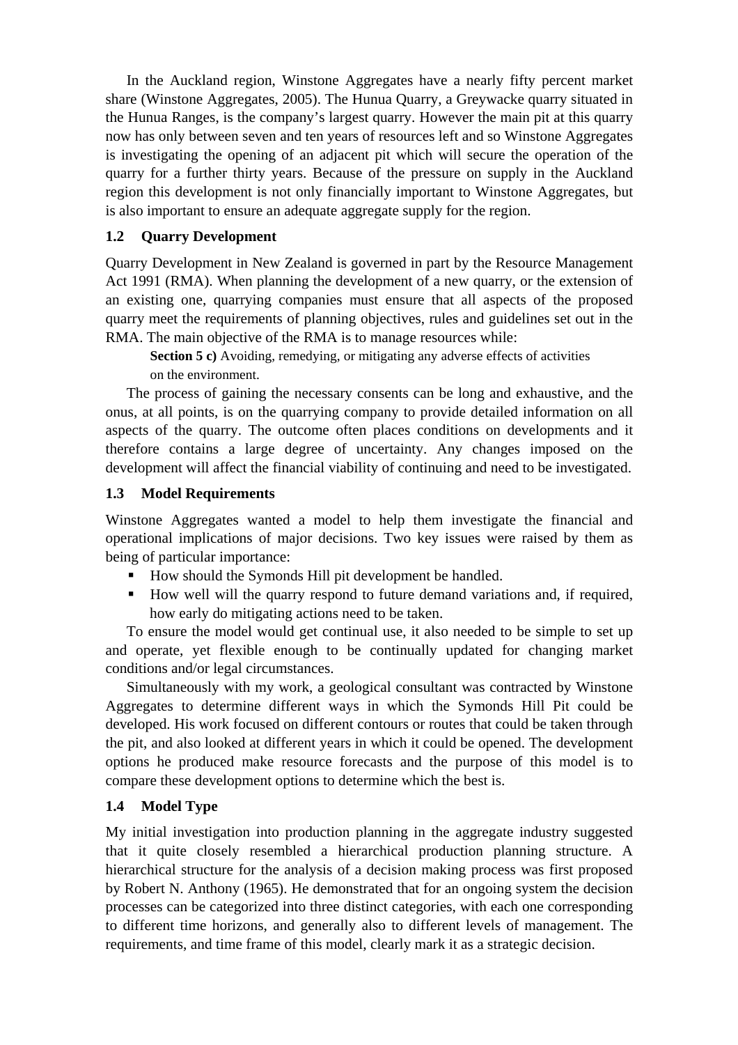In the Auckland region, Winstone Aggregates have a nearly fifty percent market share (Winstone Aggregates, 2005). The Hunua Quarry, a Greywacke quarry situated in the Hunua Ranges, is the company's largest quarry. However the main pit at this quarry now has only between seven and ten years of resources left and so Winstone Aggregates is investigating the opening of an adjacent pit which will secure the operation of the quarry for a further thirty years. Because of the pressure on supply in the Auckland region this development is not only financially important to Winstone Aggregates, but is also important to ensure an adequate aggregate supply for the region.

### 1.2 Quarry Development

Quarry Development in New Zealand is governed in part by the Resource Management Act 1991 (RMA). When planning the development of a new quarry, or the extension of an existing one, quarrying companies must ensure that all aspects of the proposed quarry meet the requirements of planning objectives, rules and guidelines set out in the RMA. The main objective of the RMA is to manage resources while:

> **Section 5 c)** Avoiding, remedying, or mitigating any adverse effects of activities on the environment.

The process of gaining the necessary consents can be long and exhaustive, and the onus, at all points, is on the quarrying company to provide detailed information on all aspects of the quarry. The outcome often places conditions on developments and it therefore contains a large degree of uncertainty. Any changes imposed on the development will affect the financial viability of continuing and need to be investigated.

### 1.3 Model Requirements

Winstone Aggregates wanted a model to help them investigate the financial and operational implications of major decisions. Two key issues were raised by them as being of particular importance:

- How should the Symonds Hill pit development be handled.
- How well will the quarry respond to future demand variations and, if required, how early do mitigating actions need to be taken.

To ensure the model would get continual use, it also needed to be simple to set up and operate, yet flexible enough to be continually updated for changing market conditions and/or legal circumstances.

Simultaneously with my work, a geological consultant was contracted by Winstone Aggregates to determine different ways in which the Symonds Hill Pit could be developed. His work focused on different contours or routes that could be taken through the pit, and also looked at different years in which it could be opened. The development options he produced make resource forecasts and the purpose of this model is to compare these development options to determine which the best is.

### 1.4 Model Type

My initial investigation into production planning in the aggregate industry suggested that it quite closely resembled a hierarchical production planning structure. A hierarchical structure for the analysis of a decision making process was first proposed by Robert N. Anthony (1965). He demonstrated that for an ongoing system the decision processes can be categorized into three distinct categories, with each one corresponding to different time horizons, and generally also to different levels of management. The requirements, and time frame of this model, clearly mark it as a strategic decision.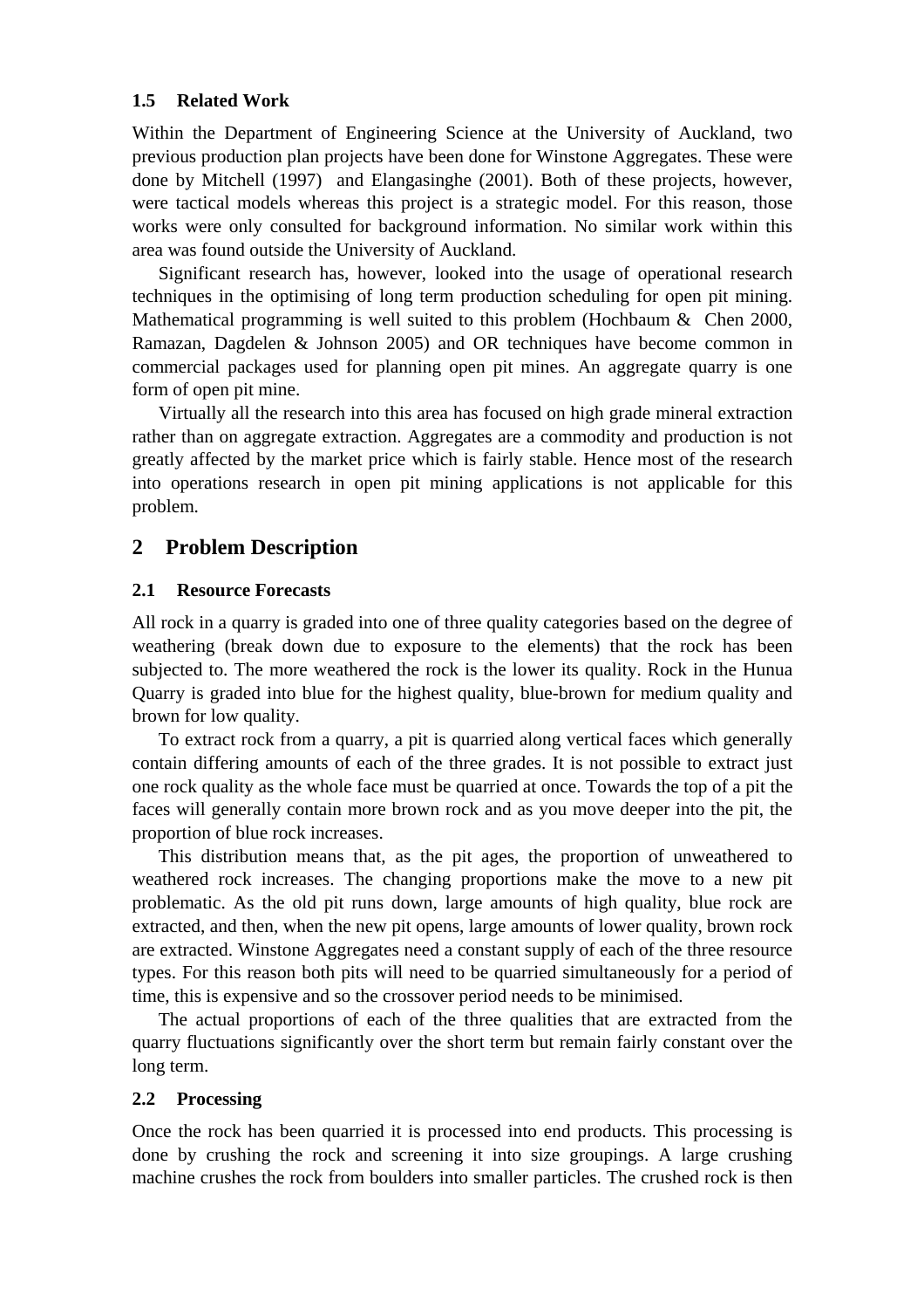### 1.5 Related Work

Within the Department of Engineering Science at the University of Auckland, two previous production plan projects have been done for Winstone Aggregates. These were done by Mitchell (1997) and Elangasinghe (2001). Both of these projects, however, were tactical models whereas this project is a strategic model. For this reason, those works were only consulted for background information. No similar work within this area was found outside the University of Auckland.

Significant research has, however, looked into the usage of operational research techniques in the optimising of long term production scheduling for open pit mining. Mathematical programming is well suited to this problem (Hochbaum & Chen 2000, Ramazan, Dagdelen & Johnson 2005) and OR techniques have become common in commercial packages used for planning open pit mines. An aggregate quarry is one form of open pit mine.

Virtually all the research into this area has focused on high grade mineral extraction rather than on aggregate extraction. Aggregates are a commodity and production is not greatly affected by the market price which is fairly stable. Hence most of the research into operations research in open pit mining applications is not applicable for this problem.

## 2 Problem Description

### 2.1 Resource Forecasts

All rock in a quarry is graded into one of three quality categories based on the degree of weathering (break down due to exposure to the elements) that the rock has been subjected to. The more weathered the rock is the lower its quality. Rock in the Hunua Quarry is graded into blue for the highest quality, blue-brown for medium quality and brown for low quality.

To extract rock from a quarry, a pit is quarried along vertical faces which generally contain differing amounts of each of the three grades. It is not possible to extract just one rock quality as the whole face must be quarried at once. Towards the top of a pit the faces will generally contain more brown rock and as you move deeper into the pit, the proportion of blue rock increases.

This distribution means that, as the pit ages, the proportion of unweathered to weathered rock increases. The changing proportions make the move to a new pit problematic. As the old pit runs down, large amounts of high quality, blue rock are extracted, and then, when the new pit opens, large amounts of lower quality, brown rock are extracted. Winstone Aggregates need a constant supply of each of the three resource types. For this reason both pits will need to be quarried simultaneously for a period of time, this is expensive and so the crossover period needs to be minimised.

The actual proportions of each of the three qualities that are extracted from the quarry fluctuations significantly over the short term but remain fairly constant over the long term.

### 2.2 Processing

Once the rock has been quarried it is processed into end products. This processing is done by crushing the rock and screening it into size groupings. A large crushing machine crushes the rock from boulders into smaller particles. The crushed rock is then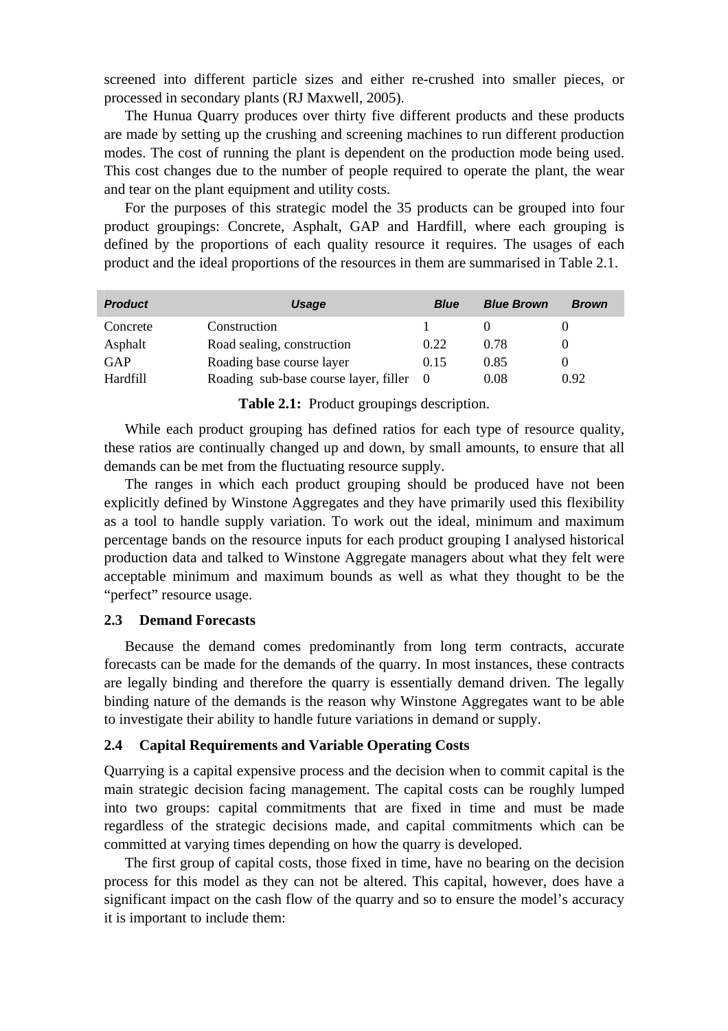screened into different particle sizes and either re-crushed into smaller pieces, or processed in secondary plants (RJ Maxwell, 2005).

The Hunua Quarry produces over thirty five different products and these products are made by setting up the crushing and screening machines to run different production modes. The cost of running the plant is dependent on the production mode being used. This cost changes due to the number of people required to operate the plant, the wear and tear on the plant equipment and utility costs.

For the purposes of this strategic model the 35 products can be grouped into four product groupings: Concrete, Asphalt, GAP and Hardfill, where each grouping is defined by the proportions of each quality resource it requires. The usages of each product and the ideal proportions of the resources in them are summarised in Table 2.1.

| *Product* | *Usage* | *Blue* | *Blue Brown* | *Brown* |
|---|---|---|---|---|
| Concrete | Construction | 1 | 0 | 0 |
| Asphalt | Road sealing, construction | 0.22 | 0.78 | 0 |
| GAP | Roading base course layer | 0.15 | 0.85 | 0 |
| Hardfill | Roading sub-base course layer, filler | 0 | 0.08 | 0.92 |

**Table 2.1:** Product groupings description.

While each product grouping has defined ratios for each type of resource quality, these ratios are continually changed up and down, by small amounts, to ensure that all demands can be met from the fluctuating resource supply.

The ranges in which each product grouping should be produced have not been explicitly defined by Winstone Aggregates and they have primarily used this flexibility as a tool to handle supply variation. To work out the ideal, minimum and maximum percentage bands on the resource inputs for each product grouping I analysed historical production data and talked to Winstone Aggregate managers about what they felt were acceptable minimum and maximum bounds as well as what they thought to be the "perfect" resource usage.

### 2.3 Demand Forecasts

Because the demand comes predominantly from long term contracts, accurate forecasts can be made for the demands of the quarry. In most instances, these contracts are legally binding and therefore the quarry is essentially demand driven. The legally binding nature of the demands is the reason why Winstone Aggregates want to be able to investigate their ability to handle future variations in demand or supply.

### 2.4 Capital Requirements and Variable Operating Costs

Quarrying is a capital expensive process and the decision when to commit capital is the main strategic decision facing management. The capital costs can be roughly lumped into two groups: capital commitments that are fixed in time and must be made regardless of the strategic decisions made, and capital commitments which can be committed at varying times depending on how the quarry is developed.

The first group of capital costs, those fixed in time, have no bearing on the decision process for this model as they can not be altered. This capital, however, does have a significant impact on the cash flow of the quarry and so to ensure the model's accuracy it is important to include them: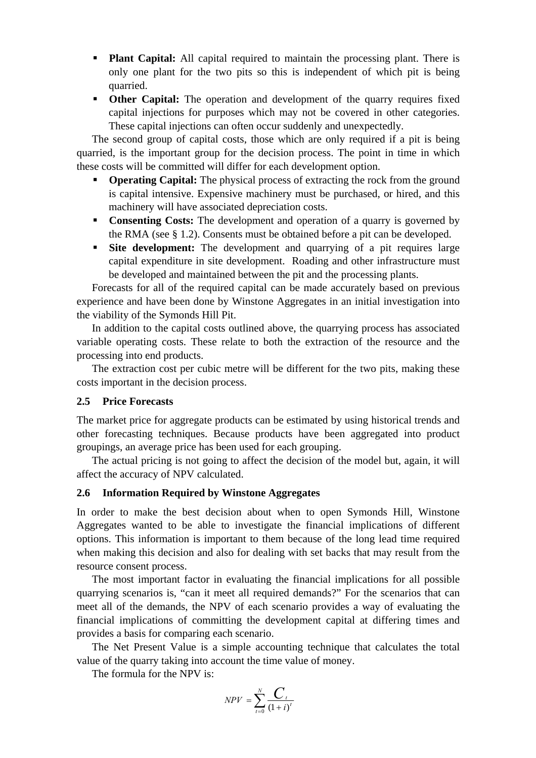- **Plant Capital:** All capital required to maintain the processing plant. There is only one plant for the two pits so this is independent of which pit is being quarried.
- **Other Capital:** The operation and development of the quarry requires fixed capital injections for purposes which may not be covered in other categories. These capital injections can often occur suddenly and unexpectedly.

The second group of capital costs, those which are only required if a pit is being quarried, is the important group for the decision process. The point in time in which these costs will be committed will differ for each development option.

- **Operating Capital:** The physical process of extracting the rock from the ground is capital intensive. Expensive machinery must be purchased, or hired, and this machinery will have associated depreciation costs.
- **Consenting Costs:** The development and operation of a quarry is governed by the RMA (see § 1.2). Consents must be obtained before a pit can be developed.
- **Site development:** The development and quarrying of a pit requires large capital expenditure in site development. Roading and other infrastructure must be developed and maintained between the pit and the processing plants.

Forecasts for all of the required capital can be made accurately based on previous experience and have been done by Winstone Aggregates in an initial investigation into the viability of the Symonds Hill Pit.

In addition to the capital costs outlined above, the quarrying process has associated variable operating costs. These relate to both the extraction of the resource and the processing into end products.

The extraction cost per cubic metre will be different for the two pits, making these costs important in the decision process.

### 2.5 Price Forecasts

The market price for aggregate products can be estimated by using historical trends and other forecasting techniques. Because products have been aggregated into product groupings, an average price has been used for each grouping.

The actual pricing is not going to affect the decision of the model but, again, it will affect the accuracy of NPV calculated.

### 2.6 Information Required by Winstone Aggregates

In order to make the best decision about when to open Symonds Hill, Winstone Aggregates wanted to be able to investigate the financial implications of different options. This information is important to them because of the long lead time required when making this decision and also for dealing with set backs that may result from the resource consent process.

The most important factor in evaluating the financial implications for all possible quarrying scenarios is, "can it meet all required demands?" For the scenarios that can meet all of the demands, the NPV of each scenario provides a way of evaluating the financial implications of committing the development capital at differing times and provides a basis for comparing each scenario.

The Net Present Value is a simple accounting technique that calculates the total value of the quarry taking into account the time value of money.

The formula for the NPV is:

$$NPV = \sum_{t=0}^{N} \frac{C_t}{(1+i)^t}$$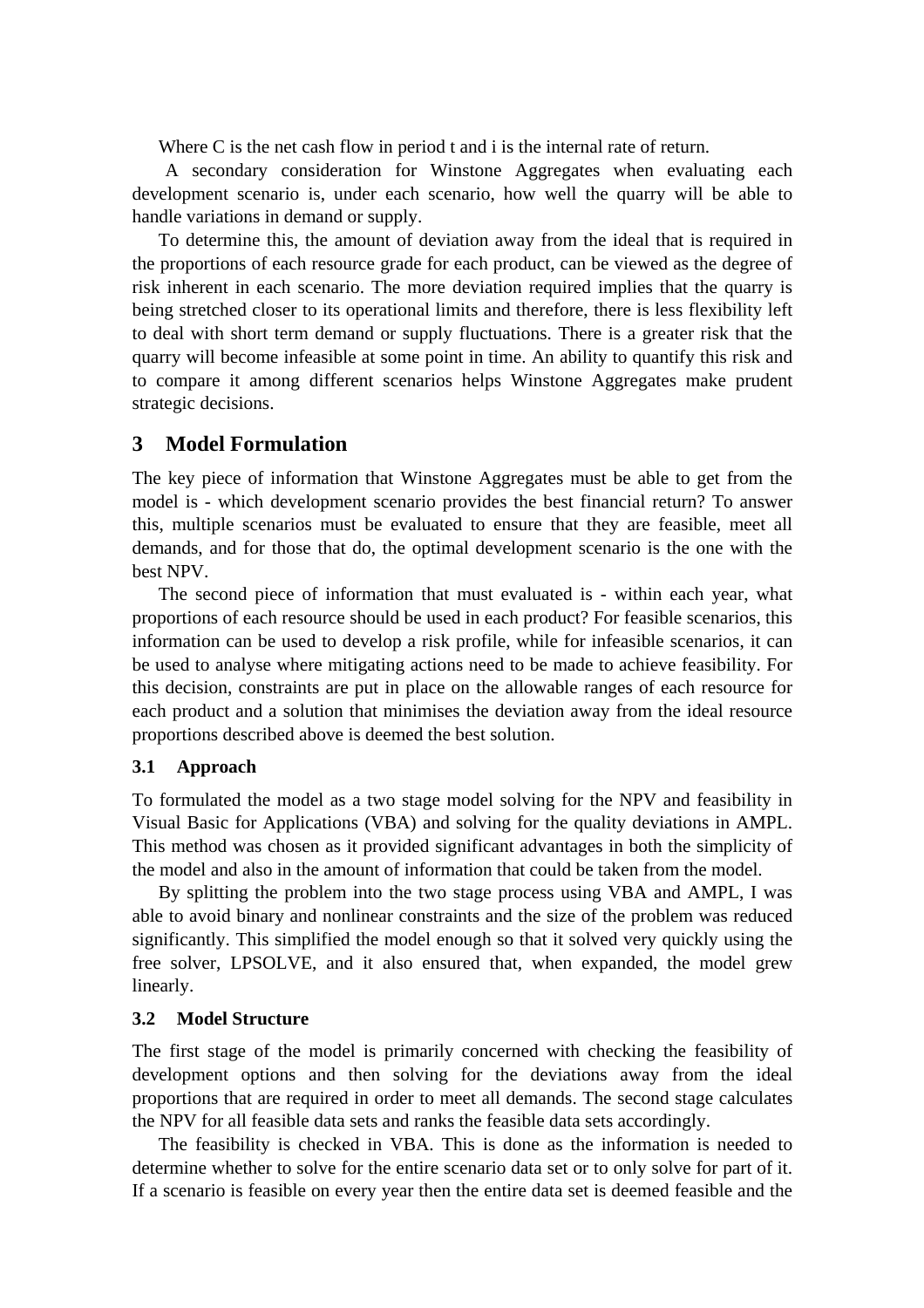Where C is the net cash flow in period t and i is the internal rate of return.

A secondary consideration for Winstone Aggregates when evaluating each development scenario is, under each scenario, how well the quarry will be able to handle variations in demand or supply.

To determine this, the amount of deviation away from the ideal that is required in the proportions of each resource grade for each product, can be viewed as the degree of risk inherent in each scenario. The more deviation required implies that the quarry is being stretched closer to its operational limits and therefore, there is less flexibility left to deal with short term demand or supply fluctuations. There is a greater risk that the quarry will become infeasible at some point in time. An ability to quantify this risk and to compare it among different scenarios helps Winstone Aggregates make prudent strategic decisions.

## 3 Model Formulation

The key piece of information that Winstone Aggregates must be able to get from the model is - which development scenario provides the best financial return? To answer this, multiple scenarios must be evaluated to ensure that they are feasible, meet all demands, and for those that do, the optimal development scenario is the one with the best NPV.

The second piece of information that must evaluated is - within each year, what proportions of each resource should be used in each product? For feasible scenarios, this information can be used to develop a risk profile, while for infeasible scenarios, it can be used to analyse where mitigating actions need to be made to achieve feasibility. For this decision, constraints are put in place on the allowable ranges of each resource for each product and a solution that minimises the deviation away from the ideal resource proportions described above is deemed the best solution.

### 3.1 Approach

To formulated the model as a two stage model solving for the NPV and feasibility in Visual Basic for Applications (VBA) and solving for the quality deviations in AMPL. This method was chosen as it provided significant advantages in both the simplicity of the model and also in the amount of information that could be taken from the model.

By splitting the problem into the two stage process using VBA and AMPL, I was able to avoid binary and nonlinear constraints and the size of the problem was reduced significantly. This simplified the model enough so that it solved very quickly using the free solver, LPSOLVE, and it also ensured that, when expanded, the model grew linearly.

### 3.2 Model Structure

The first stage of the model is primarily concerned with checking the feasibility of development options and then solving for the deviations away from the ideal proportions that are required in order to meet all demands. The second stage calculates the NPV for all feasible data sets and ranks the feasible data sets accordingly.

The feasibility is checked in VBA. This is done as the information is needed to determine whether to solve for the entire scenario data set or to only solve for part of it. If a scenario is feasible on every year then the entire data set is deemed feasible and the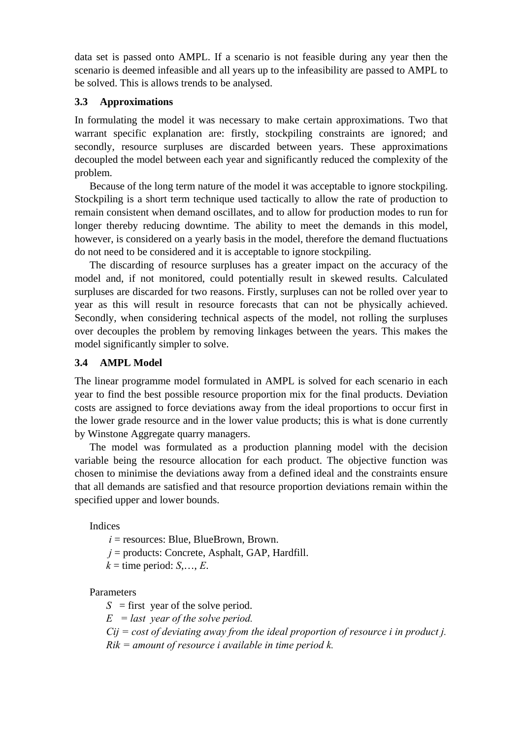data set is passed onto AMPL. If a scenario is not feasible during any year then the scenario is deemed infeasible and all years up to the infeasibility are passed to AMPL to be solved. This is allows trends to be analysed.

### 3.3 Approximations

In formulating the model it was necessary to make certain approximations. Two that warrant specific explanation are: firstly, stockpiling constraints are ignored; and secondly, resource surpluses are discarded between years. These approximations decoupled the model between each year and significantly reduced the complexity of the problem.

Because of the long term nature of the model it was acceptable to ignore stockpiling. Stockpiling is a short term technique used tactically to allow the rate of production to remain consistent when demand oscillates, and to allow for production modes to run for longer thereby reducing downtime. The ability to meet the demands in this model, however, is considered on a yearly basis in the model, therefore the demand fluctuations do not need to be considered and it is acceptable to ignore stockpiling.

The discarding of resource surpluses has a greater impact on the accuracy of the model and, if not monitored, could potentially result in skewed results. Calculated surpluses are discarded for two reasons. Firstly, surpluses can not be rolled over year to year as this will result in resource forecasts that can not be physically achieved. Secondly, when considering technical aspects of the model, not rolling the surpluses over decouples the problem by removing linkages between the years. This makes the model significantly simpler to solve.

### 3.4 AMPL Model

The linear programme model formulated in AMPL is solved for each scenario in each year to find the best possible resource proportion mix for the final products. Deviation costs are assigned to force deviations away from the ideal proportions to occur first in the lower grade resource and in the lower value products; this is what is done currently by Winstone Aggregate quarry managers.

The model was formulated as a production planning model with the decision variable being the resource allocation for each product. The objective function was chosen to minimise the deviations away from a defined ideal and the constraints ensure that all demands are satisfied and that resource proportion deviations remain within the specified upper and lower bounds.

Indices

- $i$ = resources: Blue, BlueBrown, Brown.
- $j$ = products: Concrete, Asphalt, GAP, Hardfill.
- $k$ = time period: $S,\ldots, E$.

Parameters

- $S$ = first year of the solve period.
- $E$ = *last year of the solve period.*
- $C_{ij}$ = *cost of deviating away from the ideal proportion of resource i in product j.*
- $R_{ik}$ = *amount of resource i available in time period k.*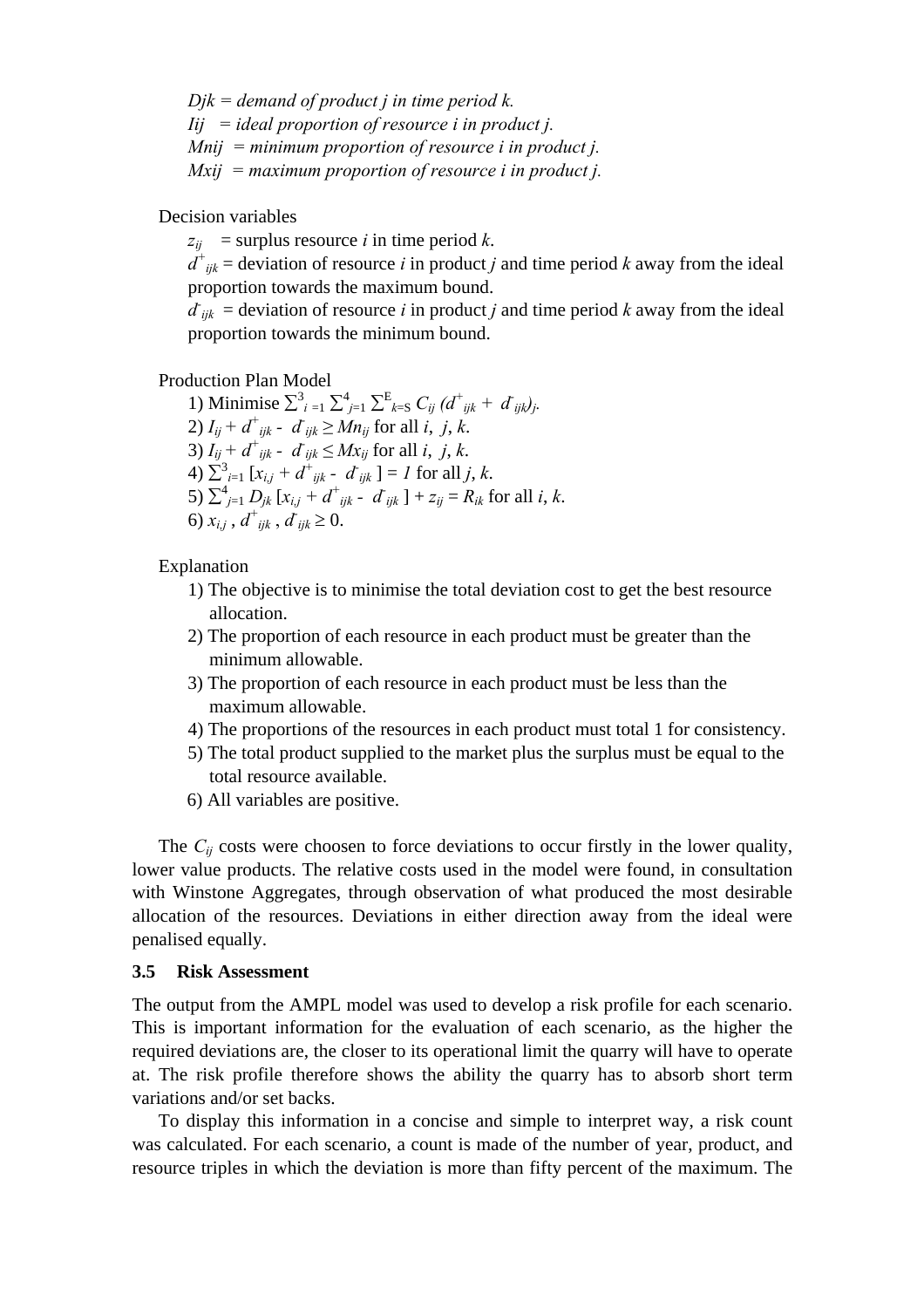$Djk$ = *demand of product j in time period k.*

$Iij$ = *ideal proportion of resource i in product j.*

$Mnij$ = *minimum proportion of resource i in product j.*

$Mxij$ = *maximum proportion of resource i in product j.*

Decision variables

$z_{ij}$ = surplus resource $i$ in time period $k$.

$d^{+}_{ijk}$ = deviation of resource $i$ in product $j$ and time period $k$ away from the ideal proportion towards the maximum bound.

$d^{-}_{ijk}$ = deviation of resource $i$ in product $j$ and time period $k$ away from the ideal proportion towards the minimum bound.

Production Plan Model

1) Minimise $\sum^{3}_{i=1} \sum^{4}_{j=1} \sum^{E}_{k=S} C_{ij} (d^{+}_{ijk} + d^{-}_{ijk})_{j}$.
2) $I_{ij} + d^{+}_{ijk} - d^{-}_{ijk} \geq Mn_{ij}$ for all $i$, $j$, $k$.
3) $I_{ij} + d^{+}_{ijk} - d^{-}_{ijk} \leq Mx_{ij}$ for all $i$, $j$, $k$.
4) $\sum^{3}_{i=1} [x_{i,j} + d^{+}_{ijk} - d^{-}_{ijk}] = 1$ for all $j$, $k$.
5) $\sum^{4}_{j=1} D_{jk} [x_{i,j} + d^{+}_{ijk} - d^{-}_{ijk}] + z_{ij} = R_{ik}$ for all $i$, $k$.
6) $x_{i,j}$ , $d^{+}_{ijk}$ , $d^{-}_{ijk} \geq 0$.

Explanation

1) The objective is to minimise the total deviation cost to get the best resource allocation.
2) The proportion of each resource in each product must be greater than the minimum allowable.
3) The proportion of each resource in each product must be less than the maximum allowable.
4) The proportions of the resources in each product must total 1 for consistency.
5) The total product supplied to the market plus the surplus must be equal to the total resource available.
6) All variables are positive.

The $C_{ij}$ costs were choosen to force deviations to occur firstly in the lower quality, lower value products. The relative costs used in the model were found, in consultation with Winstone Aggregates, through observation of what produced the most desirable allocation of the resources. Deviations in either direction away from the ideal were penalised equally.

### 3.5 Risk Assessment

The output from the AMPL model was used to develop a risk profile for each scenario. This is important information for the evaluation of each scenario, as the higher the required deviations are, the closer to its operational limit the quarry will have to operate at. The risk profile therefore shows the ability the quarry has to absorb short term variations and/or set backs.

To display this information in a concise and simple to interpret way, a risk count was calculated. For each scenario, a count is made of the number of year, product, and resource triples in which the deviation is more than fifty percent of the maximum. The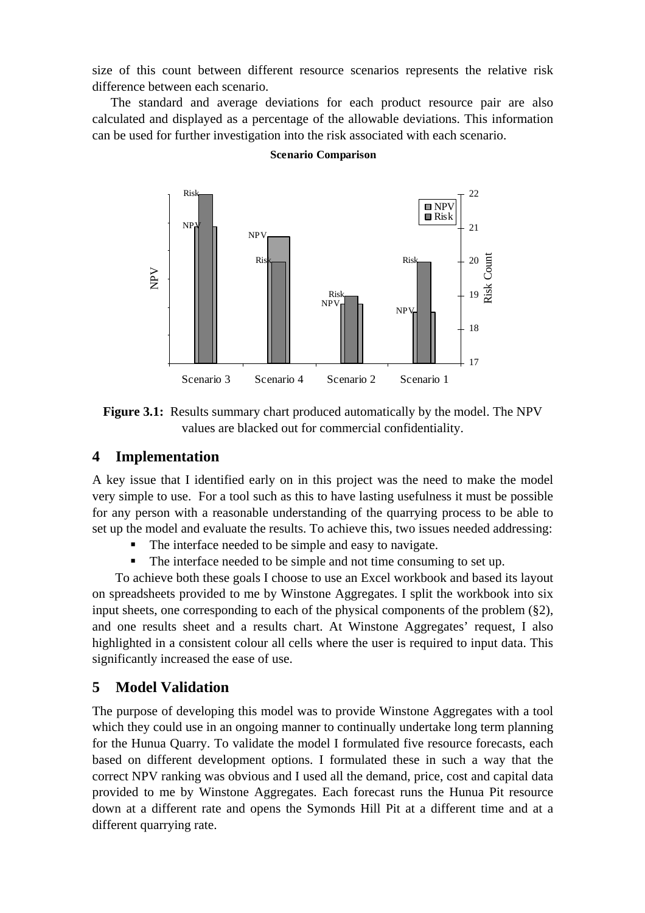size of this count between different resource scenarios represents the relative risk difference between each scenario.

The standard and average deviations for each product resource pair are also calculated and displayed as a percentage of the allowable deviations. This information can be used for further investigation into the risk associated with each scenario.

**Figure 3.1:** Results summary chart produced automatically by the model. The NPV values are blacked out for commercial confidentiality.

## 4 Implementation

A key issue that I identified early on in this project was the need to make the model very simple to use. For a tool such as this to have lasting usefulness it must be possible for any person with a reasonable understanding of the quarrying process to be able to set up the model and evaluate the results. To achieve this, two issues needed addressing:

- The interface needed to be simple and easy to navigate.
- The interface needed to be simple and not time consuming to set up.

To achieve both these goals I choose to use an Excel workbook and based its layout on spreadsheets provided to me by Winstone Aggregates. I split the workbook into six input sheets, one corresponding to each of the physical components of the problem (§2), and one results sheet and a results chart. At Winstone Aggregates' request, I also highlighted in a consistent colour all cells where the user is required to input data. This significantly increased the ease of use.

## 5 Model Validation

The purpose of developing this model was to provide Winstone Aggregates with a tool which they could use in an ongoing manner to continually undertake long term planning for the Hunua Quarry. To validate the model I formulated five resource forecasts, each based on different development options. I formulated these in such a way that the correct NPV ranking was obvious and I used all the demand, price, cost and capital data provided to me by Winstone Aggregates. Each forecast runs the Hunua Pit resource down at a different rate and opens the Symonds Hill Pit at a different time and at a different quarrying rate.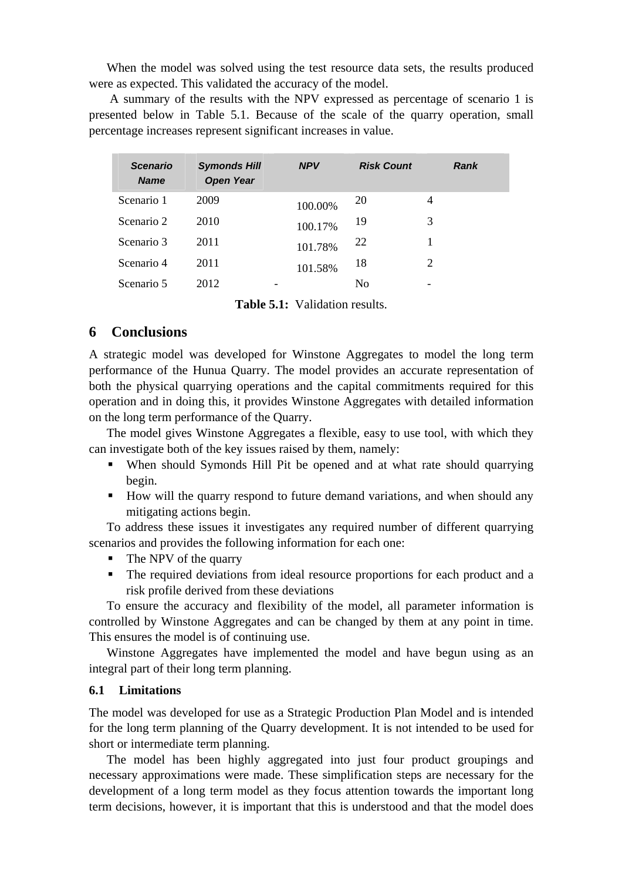When the model was solved using the test resource data sets, the results produced were as expected. This validated the accuracy of the model.

A summary of the results with the NPV expressed as percentage of scenario 1 is presented below in Table 5.1. Because of the scale of the quarry operation, small percentage increases represent significant increases in value.

| *Scenario Name* | *Symonds Hill Open Year* | *NPV* | *Risk Count* | *Rank* |
|---|---|---|---|---|
| Scenario 1 | 2009 | 100.00% | 20 | 4 |
| Scenario 2 | 2010 | 100.17% | 19 | 3 |
| Scenario 3 | 2011 | 101.78% | 22 | 1 |
| Scenario 4 | 2011 | 101.58% | 18 | 2 |
| Scenario 5 | 2012 | - | No | - |

**Table 5.1:** Validation results.

# 6 Conclusions

A strategic model was developed for Winstone Aggregates to model the long term performance of the Hunua Quarry. The model provides an accurate representation of both the physical quarrying operations and the capital commitments required for this operation and in doing this, it provides Winstone Aggregates with detailed information on the long term performance of the Quarry.

The model gives Winstone Aggregates a flexible, easy to use tool, with which they can investigate both of the key issues raised by them, namely:

- When should Symonds Hill Pit be opened and at what rate should quarrying begin.
- How will the quarry respond to future demand variations, and when should any mitigating actions begin.

To address these issues it investigates any required number of different quarrying scenarios and provides the following information for each one:

- The NPV of the quarry
- The required deviations from ideal resource proportions for each product and a risk profile derived from these deviations

To ensure the accuracy and flexibility of the model, all parameter information is controlled by Winstone Aggregates and can be changed by them at any point in time. This ensures the model is of continuing use.

Winstone Aggregates have implemented the model and have begun using as an integral part of their long term planning.

## 6.1 Limitations

The model was developed for use as a Strategic Production Plan Model and is intended for the long term planning of the Quarry development. It is not intended to be used for short or intermediate term planning.

The model has been highly aggregated into just four product groupings and necessary approximations were made. These simplification steps are necessary for the development of a long term model as they focus attention towards the important long term decisions, however, it is important that this is understood and that the model does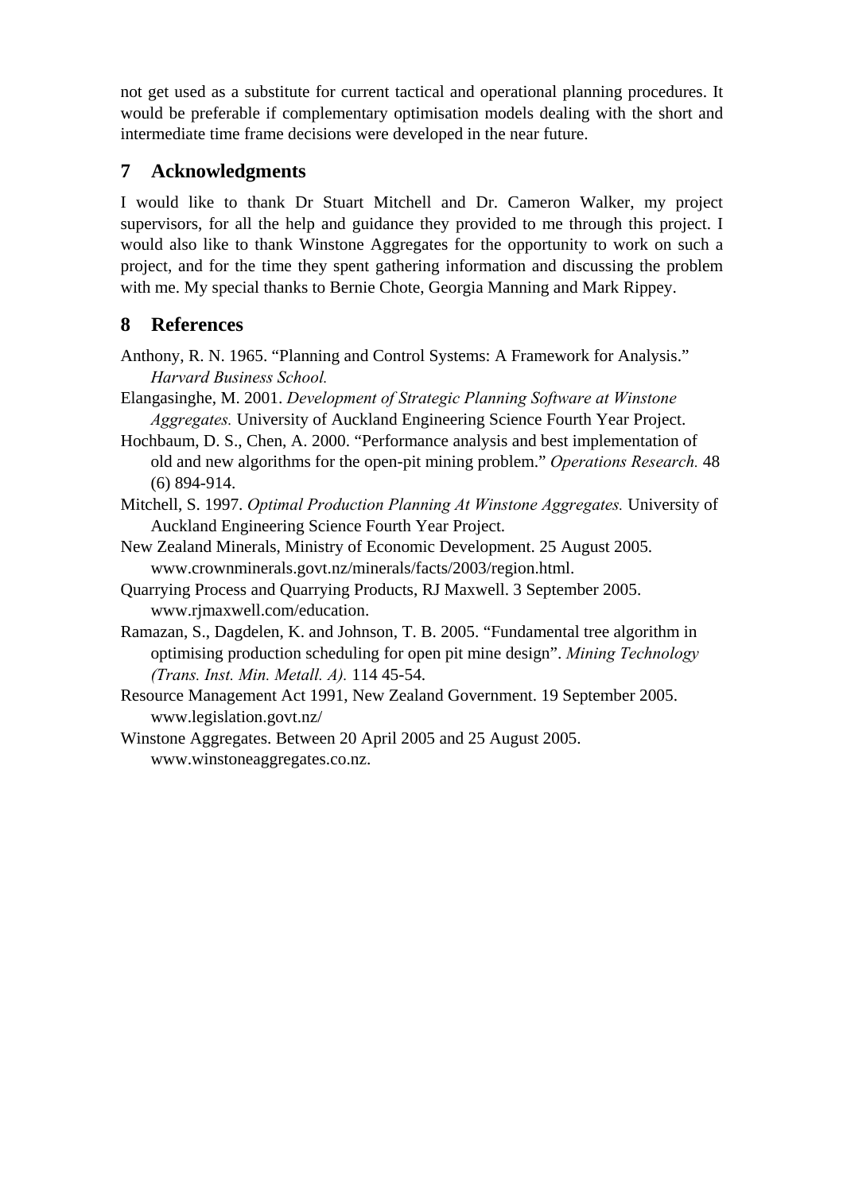not get used as a substitute for current tactical and operational planning procedures. It would be preferable if complementary optimisation models dealing with the short and intermediate time frame decisions were developed in the near future.

## 7 Acknowledgments

I would like to thank Dr Stuart Mitchell and Dr. Cameron Walker, my project supervisors, for all the help and guidance they provided to me through this project. I would also like to thank Winstone Aggregates for the opportunity to work on such a project, and for the time they spent gathering information and discussing the problem with me. My special thanks to Bernie Chote, Georgia Manning and Mark Rippey.

## 8 References

Anthony, R. N. 1965. "Planning and Control Systems: A Framework for Analysis." *Harvard Business School.*

Elangasinghe, M. 2001. *Development of Strategic Planning Software at Winstone Aggregates.* University of Auckland Engineering Science Fourth Year Project.

Hochbaum, D. S., Chen, A. 2000. "Performance analysis and best implementation of old and new algorithms for the open-pit mining problem." *Operations Research.* 48 (6) 894-914.

Mitchell, S. 1997. *Optimal Production Planning At Winstone Aggregates.* University of Auckland Engineering Science Fourth Year Project.

New Zealand Minerals, Ministry of Economic Development. 25 August 2005. www.crownminerals.govt.nz/minerals/facts/2003/region.html.

Quarrying Process and Quarrying Products, RJ Maxwell. 3 September 2005. www.rjmaxwell.com/education.

Ramazan, S., Dagdelen, K. and Johnson, T. B. 2005. "Fundamental tree algorithm in optimising production scheduling for open pit mine design". *Mining Technology (Trans. Inst. Min. Metall. A).* 114 45-54.

Resource Management Act 1991, New Zealand Government. 19 September 2005. www.legislation.govt.nz/

Winstone Aggregates. Between 20 April 2005 and 25 August 2005. www.winstoneaggregates.co.nz.